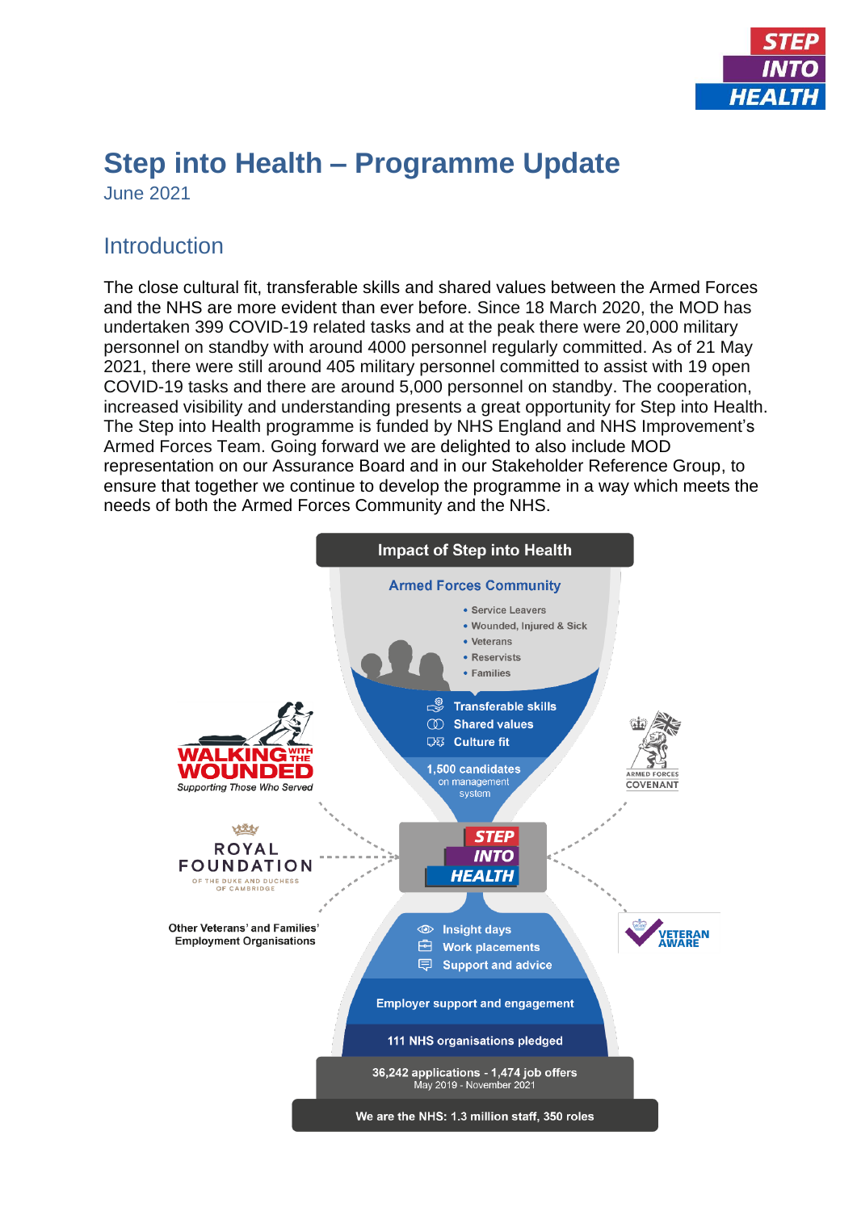# Step into Health – Programme Update

June 2021

## Introduction

The close cultural fit, transferable skills and shared values between the Armed Forces and the NHS are more evident than ever before. Since 18 March 2020, the MOD has undertaken 399 COVID-19 related tasks and at the peak there were 20,000 military personnel on standby with around 4000 personnel regularly committed. As of 21 May 2021, there were still around 405 military personnel committed to assist with 19 open COVID-19 tasks and there are around 5,000 personnel on standby. The cooperation, increased visibility and understanding presents a great opportunity for Step into Health. The Step into Health programme is funded by NHS England and NHS Improvement's Armed Forces Team. Going forward we are delighted to also include MOD representation on our Assurance Board and in our Stakeholder Reference Group, to ensure that together we continue to develop the programme in a way which meets the needs of both the Armed Forces Community and the NHS.

**Impact of Step into Health**

**Armed Forces Community**

- Service Leavers
- Wounded, Injured & Sick
- Veterans
- Reservists
- Families

- Transferable skills
- Shared values
- Culture fit

**1,500 candidates** on management system

Walking With The Wounded – Supporting Those Who Served

Royal Foundation of the Duke and Duchess of Cambridge

Other Veterans' and Families' Employment Organisations

Armed Forces Covenant

Veteran Aware

**STEP INTO HEALTH**

- Insight days
- Work placements
- Support and advice

Employer support and engagement

111 NHS organisations pledged

36,242 applications - 1,474 job offers
May 2019 - November 2021

We are the NHS: 1.3 million staff, 350 roles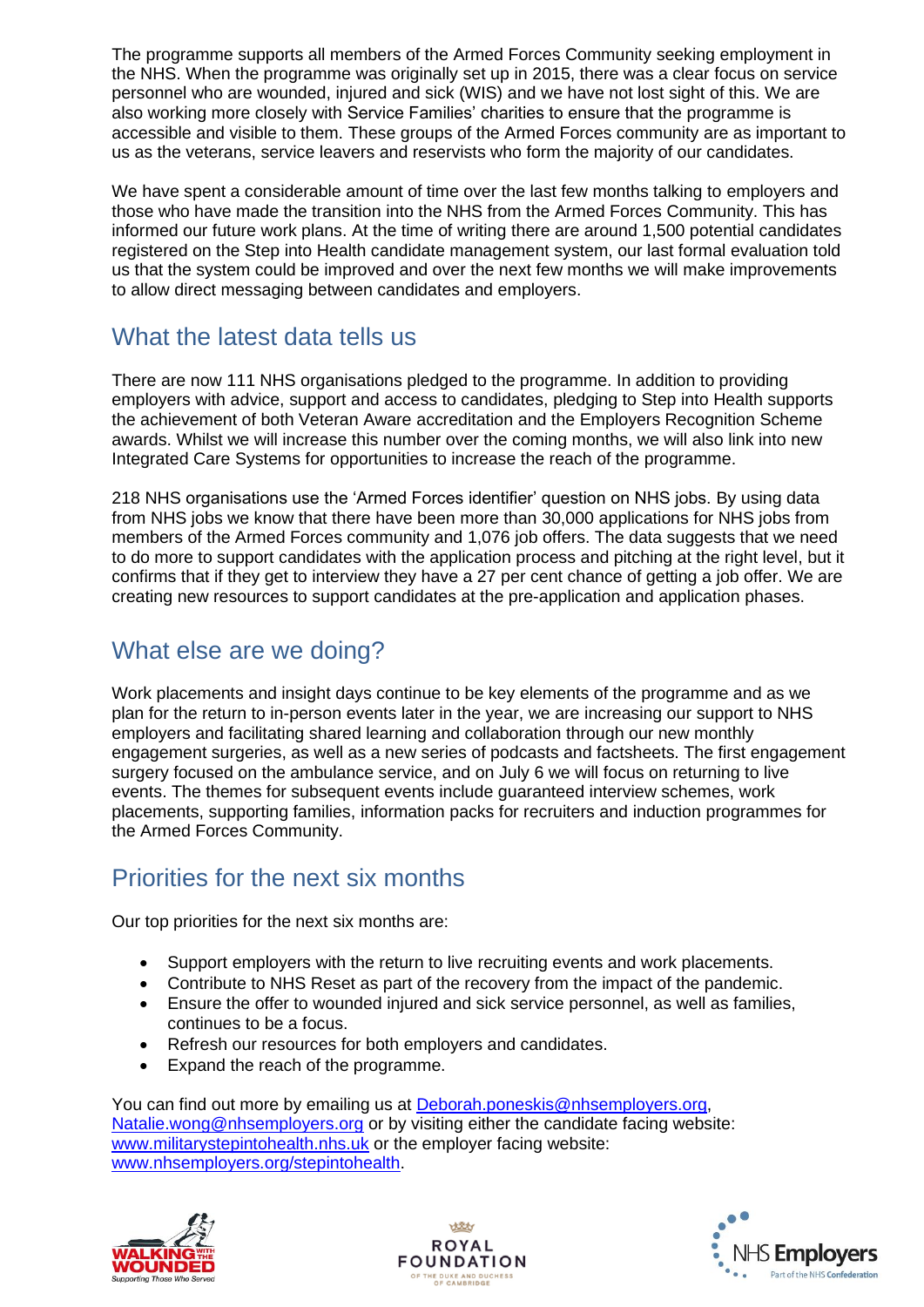The programme supports all members of the Armed Forces Community seeking employment in the NHS. When the programme was originally set up in 2015, there was a clear focus on service personnel who are wounded, injured and sick (WIS) and we have not lost sight of this. We are also working more closely with Service Families' charities to ensure that the programme is accessible and visible to them. These groups of the Armed Forces community are as important to us as the veterans, service leavers and reservists who form the majority of our candidates.

We have spent a considerable amount of time over the last few months talking to employers and those who have made the transition into the NHS from the Armed Forces Community. This has informed our future work plans. At the time of writing there are around 1,500 potential candidates registered on the Step into Health candidate management system, our last formal evaluation told us that the system could be improved and over the next few months we will make improvements to allow direct messaging between candidates and employers.

## What the latest data tells us

There are now 111 NHS organisations pledged to the programme. In addition to providing employers with advice, support and access to candidates, pledging to Step into Health supports the achievement of both Veteran Aware accreditation and the Employers Recognition Scheme awards. Whilst we will increase this number over the coming months, we will also link into new Integrated Care Systems for opportunities to increase the reach of the programme.

218 NHS organisations use the 'Armed Forces identifier' question on NHS jobs. By using data from NHS jobs we know that there have been more than 30,000 applications for NHS jobs from members of the Armed Forces community and 1,076 job offers. The data suggests that we need to do more to support candidates with the application process and pitching at the right level, but it confirms that if they get to interview they have a 27 per cent chance of getting a job offer. We are creating new resources to support candidates at the pre-application and application phases.

## What else are we doing?

Work placements and insight days continue to be key elements of the programme and as we plan for the return to in-person events later in the year, we are increasing our support to NHS employers and facilitating shared learning and collaboration through our new monthly engagement surgeries, as well as a new series of podcasts and factsheets. The first engagement surgery focused on the ambulance service, and on July 6 we will focus on returning to live events. The themes for subsequent events include guaranteed interview schemes, work placements, supporting families, information packs for recruiters and induction programmes for the Armed Forces Community.

## Priorities for the next six months

Our top priorities for the next six months are:

- Support employers with the return to live recruiting events and work placements.
- Contribute to NHS Reset as part of the recovery from the impact of the pandemic.
- Ensure the offer to wounded injured and sick service personnel, as well as families, continues to be a focus.
- Refresh our resources for both employers and candidates.
- Expand the reach of the programme.

You can find out more by emailing us at Deborah.poneskis@nhsemployers.org, Natalie.wong@nhsemployers.org or by visiting either the candidate facing website: www.militarystepintohealth.nhs.uk or the employer facing website: www.nhsemployers.org/stepintohealth.